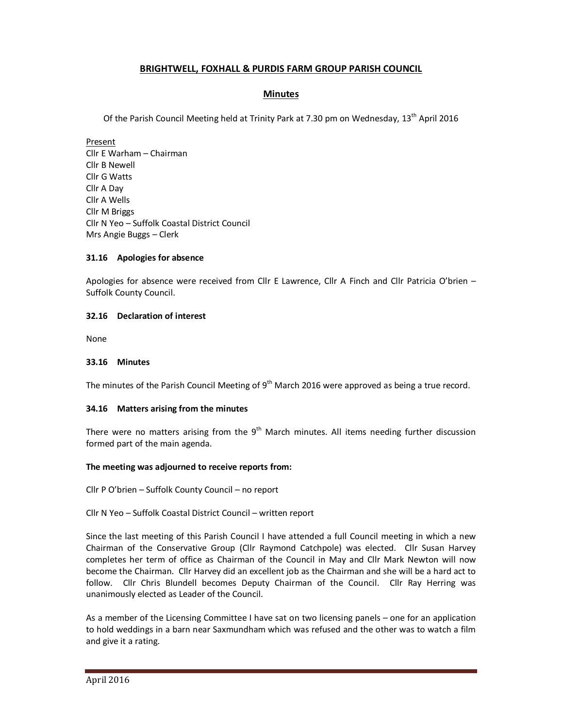# BRIGHTWELL, FOXHALL & PURDIS FARM GROUP PARISH COUNCIL

## Minutes

Of the Parish Council Meeting held at Trinity Park at 7.30 pm on Wednesday, 13th April 2016

Present
Cllr E Warham – Chairman
Cllr B Newell
Cllr G Watts
Cllr A Day
Cllr A Wells
Cllr M Briggs
Cllr N Yeo – Suffolk Coastal District Council
Mrs Angie Buggs – Clerk

### 31.16 Apologies for absence

Apologies for absence were received from Cllr E Lawrence, Cllr A Finch and Cllr Patricia O'brien – Suffolk County Council.

### 32.16 Declaration of interest

None

### 33.16 Minutes

The minutes of the Parish Council Meeting of 9th March 2016 were approved as being a true record.

### 34.16 Matters arising from the minutes

There were no matters arising from the 9th March minutes. All items needing further discussion formed part of the main agenda.

**The meeting was adjourned to receive reports from:**

Cllr P O'brien – Suffolk County Council – no report

Cllr N Yeo – Suffolk Coastal District Council – written report

Since the last meeting of this Parish Council I have attended a full Council meeting in which a new Chairman of the Conservative Group (Cllr Raymond Catchpole) was elected. Cllr Susan Harvey completes her term of office as Chairman of the Council in May and Cllr Mark Newton will now become the Chairman. Cllr Harvey did an excellent job as the Chairman and she will be a hard act to follow. Cllr Chris Blundell becomes Deputy Chairman of the Council. Cllr Ray Herring was unanimously elected as Leader of the Council.

As a member of the Licensing Committee I have sat on two licensing panels – one for an application to hold weddings in a barn near Saxmundham which was refused and the other was to watch a film and give it a rating.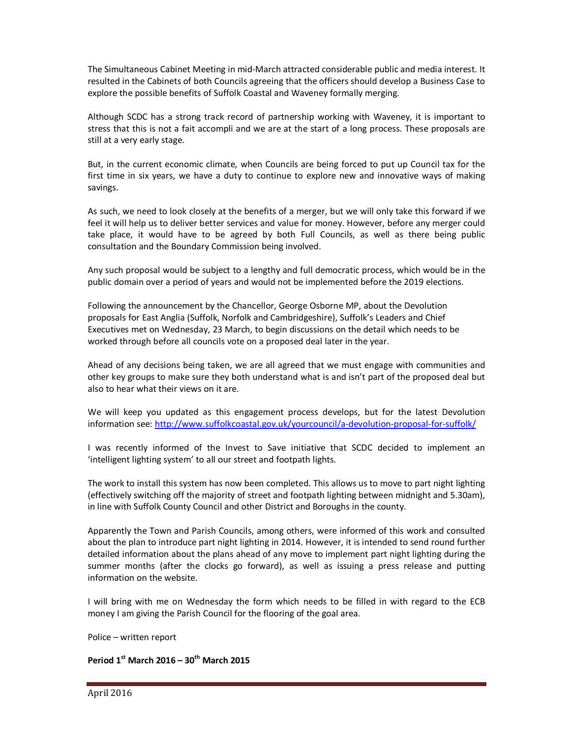The Simultaneous Cabinet Meeting in mid-March attracted considerable public and media interest. It resulted in the Cabinets of both Councils agreeing that the officers should develop a Business Case to explore the possible benefits of Suffolk Coastal and Waveney formally merging.

Although SCDC has a strong track record of partnership working with Waveney, it is important to stress that this is not a fait accompli and we are at the start of a long process. These proposals are still at a very early stage.

But, in the current economic climate, when Councils are being forced to put up Council tax for the first time in six years, we have a duty to continue to explore new and innovative ways of making savings.

As such, we need to look closely at the benefits of a merger, but we will only take this forward if we feel it will help us to deliver better services and value for money. However, before any merger could take place, it would have to be agreed by both Full Councils, as well as there being public consultation and the Boundary Commission being involved.

Any such proposal would be subject to a lengthy and full democratic process, which would be in the public domain over a period of years and would not be implemented before the 2019 elections.

Following the announcement by the Chancellor, George Osborne MP, about the Devolution proposals for East Anglia (Suffolk, Norfolk and Cambridgeshire), Suffolk's Leaders and Chief Executives met on Wednesday, 23 March, to begin discussions on the detail which needs to be worked through before all councils vote on a proposed deal later in the year.

Ahead of any decisions being taken, we are all agreed that we must engage with communities and other key groups to make sure they both understand what is and isn't part of the proposed deal but also to hear what their views on it are.

We will keep you updated as this engagement process develops, but for the latest Devolution information see: http://www.suffolkcoastal.gov.uk/yourcouncil/a-devolution-proposal-for-suffolk/

I was recently informed of the Invest to Save initiative that SCDC decided to implement an 'intelligent lighting system' to all our street and footpath lights.

The work to install this system has now been completed. This allows us to move to part night lighting (effectively switching off the majority of street and footpath lighting between midnight and 5.30am), in line with Suffolk County Council and other District and Boroughs in the county.

Apparently the Town and Parish Councils, among others, were informed of this work and consulted about the plan to introduce part night lighting in 2014. However, it is intended to send round further detailed information about the plans ahead of any move to implement part night lighting during the summer months (after the clocks go forward), as well as issuing a press release and putting information on the website.

I will bring with me on Wednesday the form which needs to be filled in with regard to the ECB money I am giving the Parish Council for the flooring of the goal area.

Police – written report

**Period 1st March 2016 – 30th March 2015**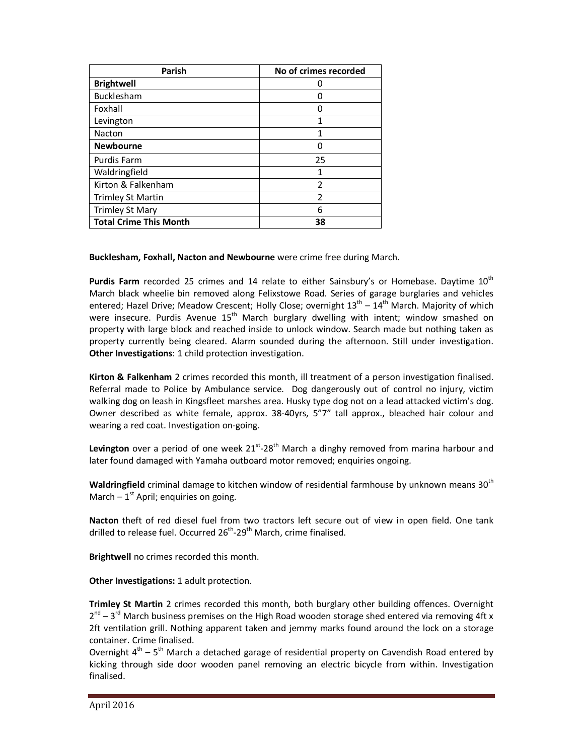| Parish | No of crimes recorded |
|---|---|
| **Brightwell** | 0 |
| Bucklesham | 0 |
| Foxhall | 0 |
| Levington | 1 |
| Nacton | 1 |
| **Newbourne** | 0 |
| Purdis Farm | 25 |
| Waldringfield | 1 |
| Kirton & Falkenham | 2 |
| Trimley St Martin | 2 |
| Trimley St Mary | 6 |
| **Total Crime This Month** | **38** |

**Bucklesham, Foxhall, Nacton and Newbourne** were crime free during March.

**Purdis Farm** recorded 25 crimes and 14 relate to either Sainsbury's or Homebase. Daytime 10th March black wheelie bin removed along Felixstowe Road. Series of garage burglaries and vehicles entered; Hazel Drive; Meadow Crescent; Holly Close; overnight 13th – 14th March. Majority of which were insecure. Purdis Avenue 15th March burglary dwelling with intent; window smashed on property with large block and reached inside to unlock window. Search made but nothing taken as property currently being cleared. Alarm sounded during the afternoon. Still under investigation. **Other Investigations**: 1 child protection investigation.

**Kirton & Falkenham** 2 crimes recorded this month, ill treatment of a person investigation finalised. Referral made to Police by Ambulance service. Dog dangerously out of control no injury, victim walking dog on leash in Kingsfleet marshes area. Husky type dog not on a lead attacked victim's dog. Owner described as white female, approx. 38-40yrs, 5"7" tall approx., bleached hair colour and wearing a red coat. Investigation on-going.

**Levington** over a period of one week 21st-28th March a dinghy removed from marina harbour and later found damaged with Yamaha outboard motor removed; enquiries ongoing.

**Waldringfield** criminal damage to kitchen window of residential farmhouse by unknown means 30th March – 1st April; enquiries on going.

**Nacton** theft of red diesel fuel from two tractors left secure out of view in open field. One tank drilled to release fuel. Occurred 26th-29th March, crime finalised.

**Brightwell** no crimes recorded this month.

**Other Investigations:** 1 adult protection.

**Trimley St Martin** 2 crimes recorded this month, both burglary other building offences. Overnight 2nd – 3rd March business premises on the High Road wooden storage shed entered via removing 4ft x 2ft ventilation grill. Nothing apparent taken and jemmy marks found around the lock on a storage container. Crime finalised.
Overnight 4th – 5th March a detached garage of residential property on Cavendish Road entered by kicking through side door wooden panel removing an electric bicycle from within. Investigation finalised.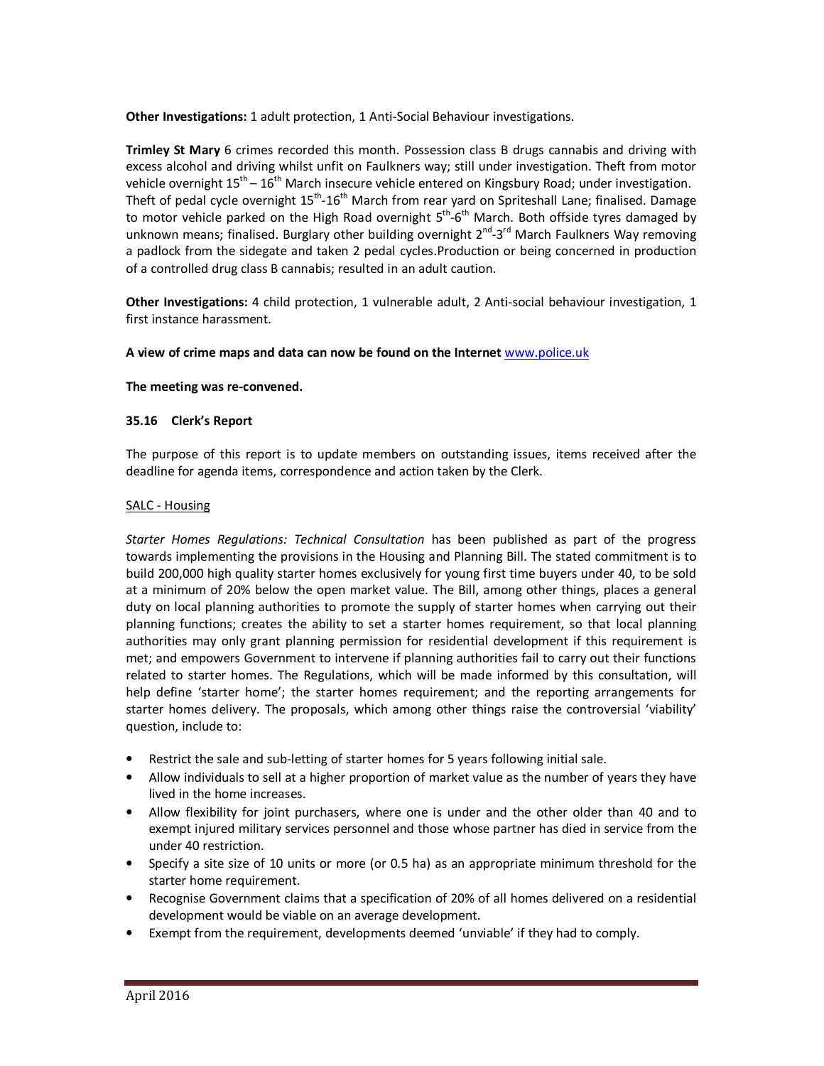**Other Investigations:** 1 adult protection, 1 Anti-Social Behaviour investigations.

**Trimley St Mary** 6 crimes recorded this month. Possession class B drugs cannabis and driving with excess alcohol and driving whilst unfit on Faulkners way; still under investigation. Theft from motor vehicle overnight 15th – 16th March insecure vehicle entered on Kingsbury Road; under investigation. Theft of pedal cycle overnight 15th-16th March from rear yard on Spriteshall Lane; finalised. Damage to motor vehicle parked on the High Road overnight 5th-6th March. Both offside tyres damaged by unknown means; finalised. Burglary other building overnight 2nd-3rd March Faulkners Way removing a padlock from the sidegate and taken 2 pedal cycles.Production or being concerned in production of a controlled drug class B cannabis; resulted in an adult caution.

**Other Investigations:** 4 child protection, 1 vulnerable adult, 2 Anti-social behaviour investigation, 1 first instance harassment.

**A view of crime maps and data can now be found on the Internet** www.police.uk

**The meeting was re-convened.**

### 35.16 Clerk's Report

The purpose of this report is to update members on outstanding issues, items received after the deadline for agenda items, correspondence and action taken by the Clerk.

SALC - Housing

*Starter Homes Regulations: Technical Consultation* has been published as part of the progress towards implementing the provisions in the Housing and Planning Bill. The stated commitment is to build 200,000 high quality starter homes exclusively for young first time buyers under 40, to be sold at a minimum of 20% below the open market value. The Bill, among other things, places a general duty on local planning authorities to promote the supply of starter homes when carrying out their planning functions; creates the ability to set a starter homes requirement, so that local planning authorities may only grant planning permission for residential development if this requirement is met; and empowers Government to intervene if planning authorities fail to carry out their functions related to starter homes. The Regulations, which will be made informed by this consultation, will help define 'starter home'; the starter homes requirement; and the reporting arrangements for starter homes delivery. The proposals, which among other things raise the controversial 'viability' question, include to:

- Restrict the sale and sub-letting of starter homes for 5 years following initial sale.
- Allow individuals to sell at a higher proportion of market value as the number of years they have lived in the home increases.
- Allow flexibility for joint purchasers, where one is under and the other older than 40 and to exempt injured military services personnel and those whose partner has died in service from the under 40 restriction.
- Specify a site size of 10 units or more (or 0.5 ha) as an appropriate minimum threshold for the starter home requirement.
- Recognise Government claims that a specification of 20% of all homes delivered on a residential development would be viable on an average development.
- Exempt from the requirement, developments deemed 'unviable' if they had to comply.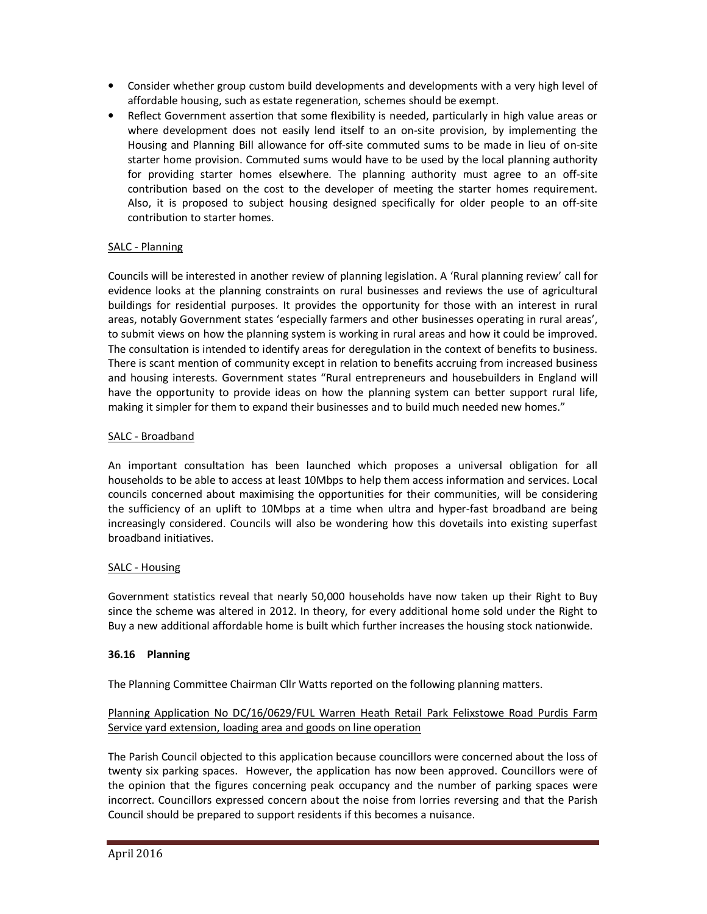- Consider whether group custom build developments and developments with a very high level of affordable housing, such as estate regeneration, schemes should be exempt.
- Reflect Government assertion that some flexibility is needed, particularly in high value areas or where development does not easily lend itself to an on-site provision, by implementing the Housing and Planning Bill allowance for off-site commuted sums to be made in lieu of on-site starter home provision. Commuted sums would have to be used by the local planning authority for providing starter homes elsewhere. The planning authority must agree to an off-site contribution based on the cost to the developer of meeting the starters homes requirement. Also, it is proposed to subject housing designed specifically for older people to an off-site contribution to starter homes.

SALC - Planning

Councils will be interested in another review of planning legislation. A 'Rural planning review' call for evidence looks at the planning constraints on rural businesses and reviews the use of agricultural buildings for residential purposes. It provides the opportunity for those with an interest in rural areas, notably Government states 'especially farmers and other businesses operating in rural areas', to submit views on how the planning system is working in rural areas and how it could be improved. The consultation is intended to identify areas for deregulation in the context of benefits to business. There is scant mention of community except in relation to benefits accruing from increased business and housing interests. Government states "Rural entrepreneurs and housebuilders in England will have the opportunity to provide ideas on how the planning system can better support rural life, making it simpler for them to expand their businesses and to build much needed new homes."

SALC - Broadband

An important consultation has been launched which proposes a universal obligation for all households to be able to access at least 10Mbps to help them access information and services. Local councils concerned about maximising the opportunities for their communities, will be considering the sufficiency of an uplift to 10Mbps at a time when ultra and hyper-fast broadband are being increasingly considered. Councils will also be wondering how this dovetails into existing superfast broadband initiatives.

SALC - Housing

Government statistics reveal that nearly 50,000 households have now taken up their Right to Buy since the scheme was altered in 2012. In theory, for every additional home sold under the Right to Buy a new additional affordable home is built which further increases the housing stock nationwide.

**36.16 Planning**

The Planning Committee Chairman Cllr Watts reported on the following planning matters.

Planning Application No DC/16/0629/FUL Warren Heath Retail Park Felixstowe Road Purdis Farm Service yard extension, loading area and goods on line operation

The Parish Council objected to this application because councillors were concerned about the loss of twenty six parking spaces. However, the application has now been approved. Councillors were of the opinion that the figures concerning peak occupancy and the number of parking spaces were incorrect. Councillors expressed concern about the noise from lorries reversing and that the Parish Council should be prepared to support residents if this becomes a nuisance.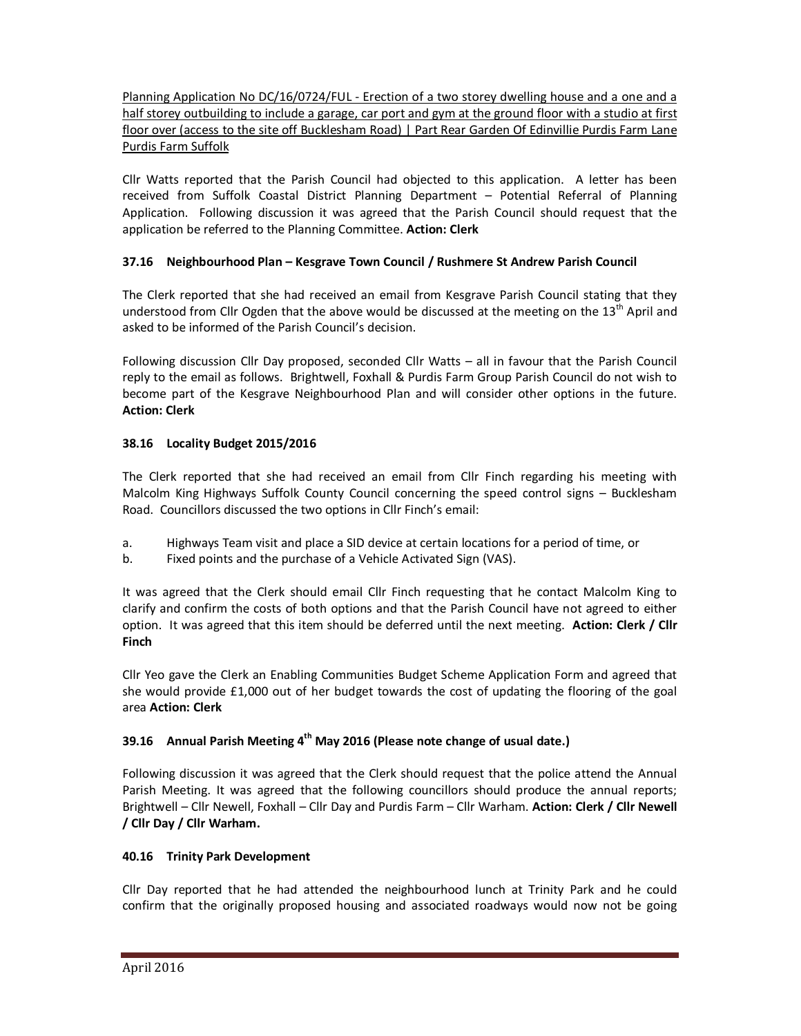Planning Application No DC/16/0724/FUL - Erection of a two storey dwelling house and a one and a half storey outbuilding to include a garage, car port and gym at the ground floor with a studio at first floor over (access to the site off Bucklesham Road) | Part Rear Garden Of Edinvillie Purdis Farm Lane Purdis Farm Suffolk

Cllr Watts reported that the Parish Council had objected to this application. A letter has been received from Suffolk Coastal District Planning Department – Potential Referral of Planning Application. Following discussion it was agreed that the Parish Council should request that the application be referred to the Planning Committee. **Action: Clerk**

### 37.16 Neighbourhood Plan – Kesgrave Town Council / Rushmere St Andrew Parish Council

The Clerk reported that she had received an email from Kesgrave Parish Council stating that they understood from Cllr Ogden that the above would be discussed at the meeting on the 13th April and asked to be informed of the Parish Council's decision.

Following discussion Cllr Day proposed, seconded Cllr Watts – all in favour that the Parish Council reply to the email as follows. Brightwell, Foxhall & Purdis Farm Group Parish Council do not wish to become part of the Kesgrave Neighbourhood Plan and will consider other options in the future. **Action: Clerk**

### 38.16 Locality Budget 2015/2016

The Clerk reported that she had received an email from Cllr Finch regarding his meeting with Malcolm King Highways Suffolk County Council concerning the speed control signs – Bucklesham Road. Councillors discussed the two options in Cllr Finch's email:

a. Highways Team visit and place a SID device at certain locations for a period of time, or
b. Fixed points and the purchase of a Vehicle Activated Sign (VAS).

It was agreed that the Clerk should email Cllr Finch requesting that he contact Malcolm King to clarify and confirm the costs of both options and that the Parish Council have not agreed to either option. It was agreed that this item should be deferred until the next meeting. **Action: Clerk / Cllr Finch**

Cllr Yeo gave the Clerk an Enabling Communities Budget Scheme Application Form and agreed that she would provide £1,000 out of her budget towards the cost of updating the flooring of the goal area **Action: Clerk**

### 39.16 Annual Parish Meeting 4th May 2016 (Please note change of usual date.)

Following discussion it was agreed that the Clerk should request that the police attend the Annual Parish Meeting. It was agreed that the following councillors should produce the annual reports; Brightwell – Cllr Newell, Foxhall – Cllr Day and Purdis Farm – Cllr Warham. **Action: Clerk / Cllr Newell / Cllr Day / Cllr Warham.**

### 40.16 Trinity Park Development

Cllr Day reported that he had attended the neighbourhood lunch at Trinity Park and he could confirm that the originally proposed housing and associated roadways would now not be going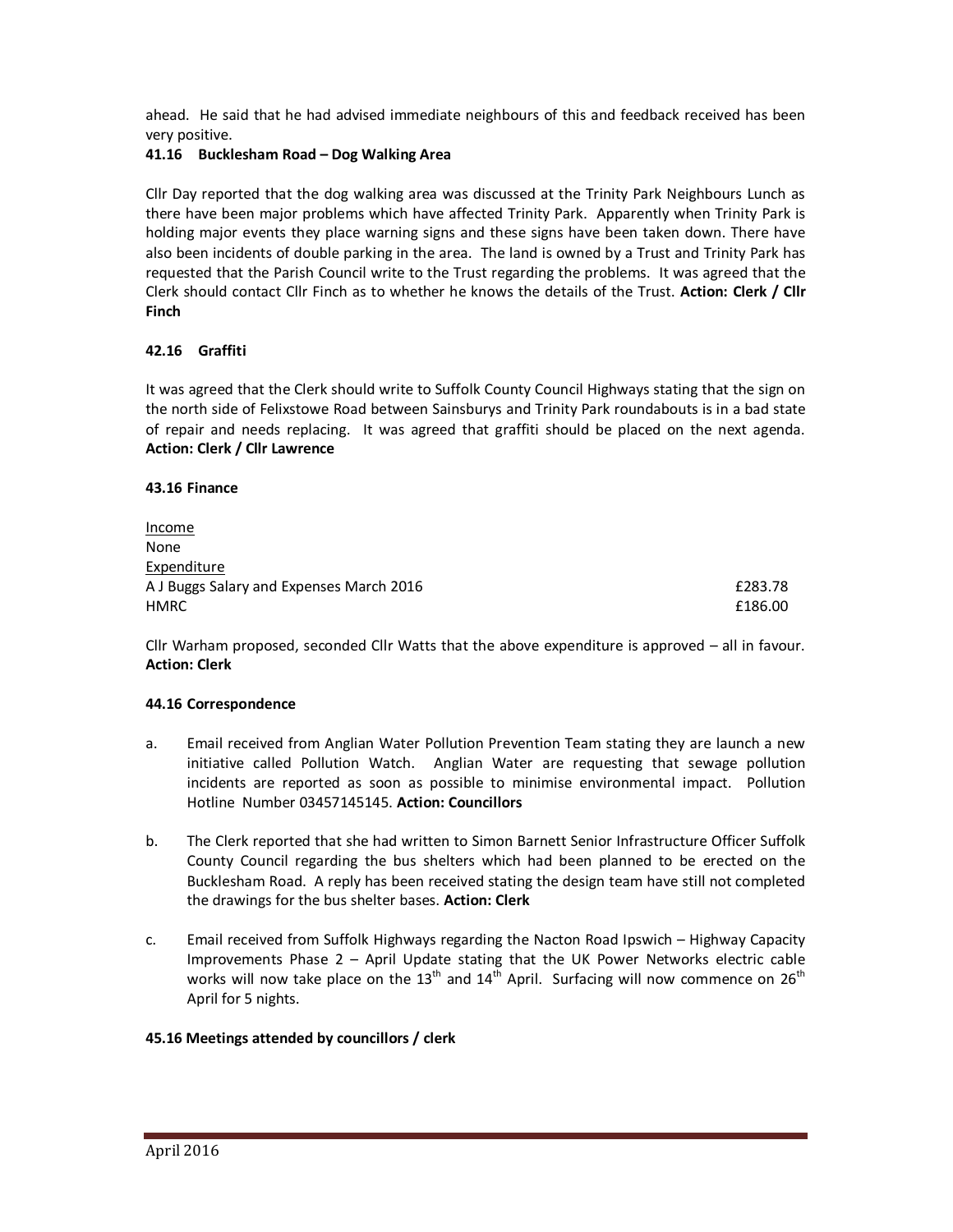ahead. He said that he had advised immediate neighbours of this and feedback received has been very positive.

**41.16 Bucklesham Road – Dog Walking Area**

Cllr Day reported that the dog walking area was discussed at the Trinity Park Neighbours Lunch as there have been major problems which have affected Trinity Park. Apparently when Trinity Park is holding major events they place warning signs and these signs have been taken down. There have also been incidents of double parking in the area. The land is owned by a Trust and Trinity Park has requested that the Parish Council write to the Trust regarding the problems. It was agreed that the Clerk should contact Cllr Finch as to whether he knows the details of the Trust. **Action: Clerk / Cllr Finch**

**42.16 Graffiti**

It was agreed that the Clerk should write to Suffolk County Council Highways stating that the sign on the north side of Felixstowe Road between Sainsburys and Trinity Park roundabouts is in a bad state of repair and needs replacing. It was agreed that graffiti should be placed on the next agenda. **Action: Clerk / Cllr Lawrence**

**43.16 Finance**

Income
None
Expenditure

| | |
|---|---|
| A J Buggs Salary and Expenses March 2016 | £283.78 |
| HMRC | £186.00 |

Cllr Warham proposed, seconded Cllr Watts that the above expenditure is approved – all in favour. **Action: Clerk**

**44.16 Correspondence**

a. Email received from Anglian Water Pollution Prevention Team stating they are launch a new initiative called Pollution Watch. Anglian Water are requesting that sewage pollution incidents are reported as soon as possible to minimise environmental impact. Pollution Hotline Number 03457145145. **Action: Councillors**

b. The Clerk reported that she had written to Simon Barnett Senior Infrastructure Officer Suffolk County Council regarding the bus shelters which had been planned to be erected on the Bucklesham Road. A reply has been received stating the design team have still not completed the drawings for the bus shelter bases. **Action: Clerk**

c. Email received from Suffolk Highways regarding the Nacton Road Ipswich – Highway Capacity Improvements Phase 2 – April Update stating that the UK Power Networks electric cable works will now take place on the 13th and 14th April. Surfacing will now commence on 26th April for 5 nights.

**45.16 Meetings attended by councillors / clerk**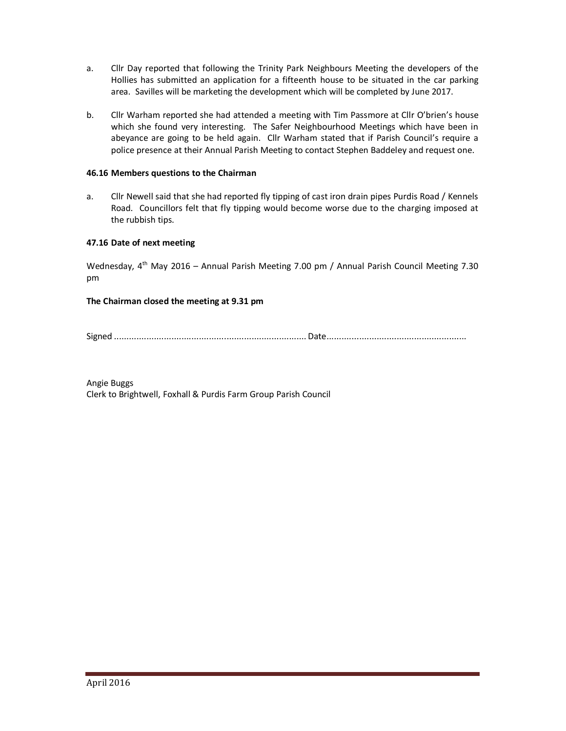a. Cllr Day reported that following the Trinity Park Neighbours Meeting the developers of the Hollies has submitted an application for a fifteenth house to be situated in the car parking area. Savilles will be marketing the development which will be completed by June 2017.

b. Cllr Warham reported she had attended a meeting with Tim Passmore at Cllr O'brien's house which she found very interesting. The Safer Neighbourhood Meetings which have been in abeyance are going to be held again. Cllr Warham stated that if Parish Council's require a police presence at their Annual Parish Meeting to contact Stephen Baddeley and request one.

**46.16 Members questions to the Chairman**

a. Cllr Newell said that she had reported fly tipping of cast iron drain pipes Purdis Road / Kennels Road. Councillors felt that fly tipping would become worse due to the charging imposed at the rubbish tips.

**47.16 Date of next meeting**

Wednesday, 4th May 2016 – Annual Parish Meeting 7.00 pm / Annual Parish Council Meeting 7.30 pm

**The Chairman closed the meeting at 9.31 pm**

Signed ............................................................................ Date........................................................

Angie Buggs
Clerk to Brightwell, Foxhall & Purdis Farm Group Parish Council